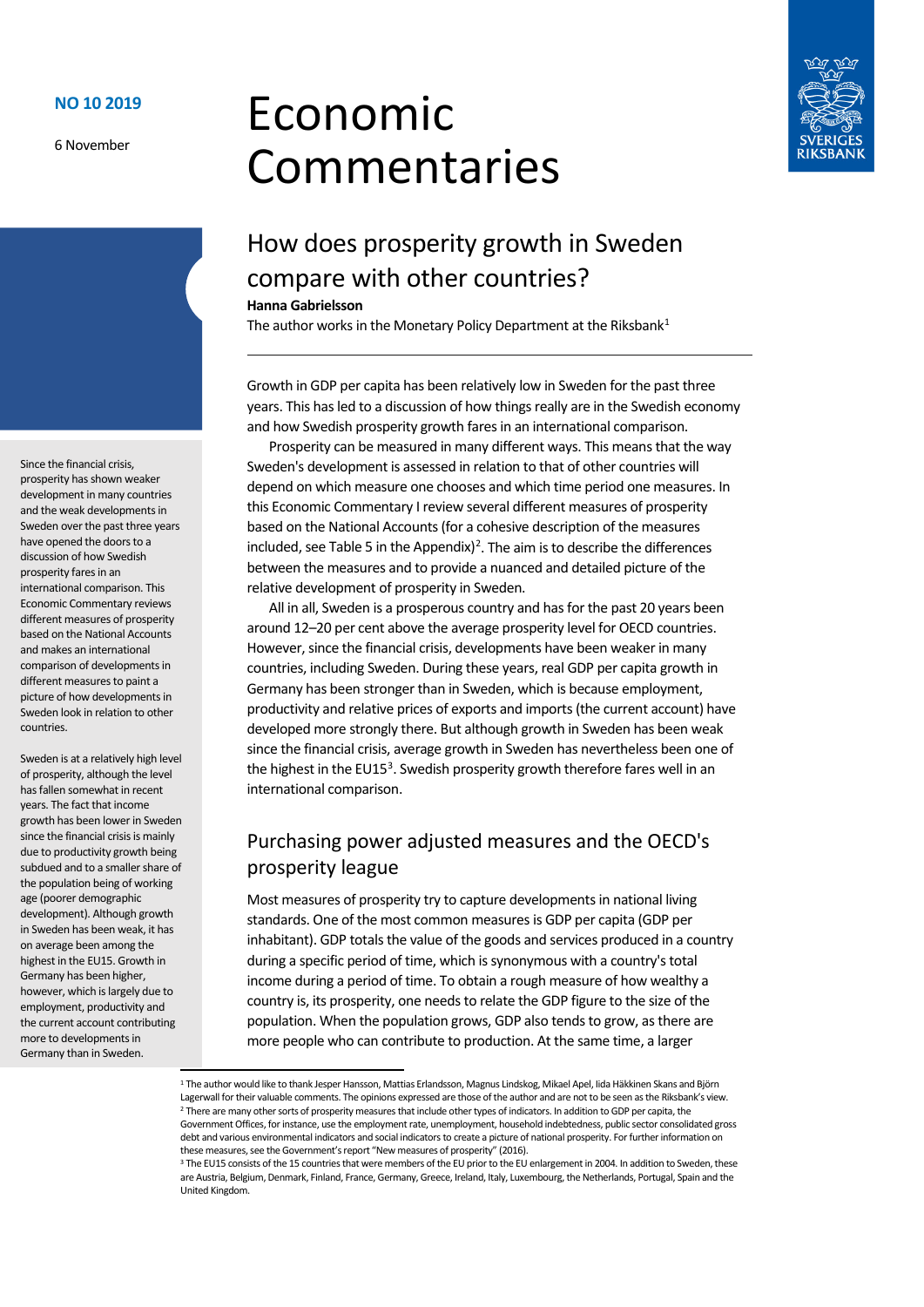**NO 10 2019**

6 November

# Economic Commentaries

## How does prosperity growth in Sweden compare with other countries?

**Hanna Gabrielsson**

The author works in the Monetary Policy Department at the Riksbank[1]

Since the financial crisis, prosperity has shown weaker development in many countries and the weak developments in Sweden over the past three years have opened the doors to a discussion of how Swedish prosperity fares in an international comparison. This Economic Commentary reviews different measures of prosperity based on the National Accounts and makes an international comparison of developments in different measures to paint a picture of how developments in Sweden look in relation to other countries.

Sweden is at a relatively high level of prosperity, although the level has fallen somewhat in recent years. The fact that income growth has been lower in Sweden since the financial crisis is mainly due to productivity growth being subdued and to a smaller share of the population being of working age (poorer demographic development). Although growth in Sweden has been weak, it has on average been among the highest in the EU15. Growth in Germany has been higher, however, which is largely due to employment, productivity and the current account contributing more to developments in Germany than in Sweden.

Growth in GDP per capita has been relatively low in Sweden for the past three years. This has led to a discussion of how things really are in the Swedish economy and how Swedish prosperity growth fares in an international comparison.

Prosperity can be measured in many different ways. This means that the way Sweden's development is assessed in relation to that of other countries will depend on which measure one chooses and which time period one measures. In this Economic Commentary I review several different measures of prosperity based on the National Accounts (for a cohesive description of the measures included, see Table 5 in the Appendix)[2]. The aim is to describe the differences between the measures and to provide a nuanced and detailed picture of the relative development of prosperity in Sweden.

All in all, Sweden is a prosperous country and has for the past 20 years been around 12–20 per cent above the average prosperity level for OECD countries. However, since the financial crisis, developments have been weaker in many countries, including Sweden. During these years, real GDP per capita growth in Germany has been stronger than in Sweden, which is because employment, productivity and relative prices of exports and imports (the current account) have developed more strongly there. But although growth in Sweden has been weak since the financial crisis, average growth in Sweden has nevertheless been one of the highest in the EU15[3]. Swedish prosperity growth therefore fares well in an international comparison.

## Purchasing power adjusted measures and the OECD's prosperity league

Most measures of prosperity try to capture developments in national living standards. One of the most common measures is GDP per capita (GDP per inhabitant). GDP totals the value of the goods and services produced in a country during a specific period of time, which is synonymous with a country's total income during a period of time. To obtain a rough measure of how wealthy a country is, its prosperity, one needs to relate the GDP figure to the size of the population. When the population grows, GDP also tends to grow, as there are more people who can contribute to production. At the same time, a larger

[1] The author would like to thank Jesper Hansson, Mattias Erlandsson, Magnus Lindskog, Mikael Apel, Iida Häkkinen Skans and Björn Lagerwall for their valuable comments. The opinions expressed are those of the author and are not to be seen as the Riksbank's view.

[2] There are many other sorts of prosperity measures that include other types of indicators. In addition to GDP per capita, the Government Offices, for instance, use the employment rate, unemployment, household indebtedness, public sector consolidated gross debt and various environmental indicators and social indicators to create a picture of national prosperity. For further information on these measures, see the Government's report "New measures of prosperity" (2016).

[3] The EU15 consists of the 15 countries that were members of the EU prior to the EU enlargement in 2004. In addition to Sweden, these are Austria, Belgium, Denmark, Finland, France, Germany, Greece, Ireland, Italy, Luxembourg, the Netherlands, Portugal, Spain and the United Kingdom.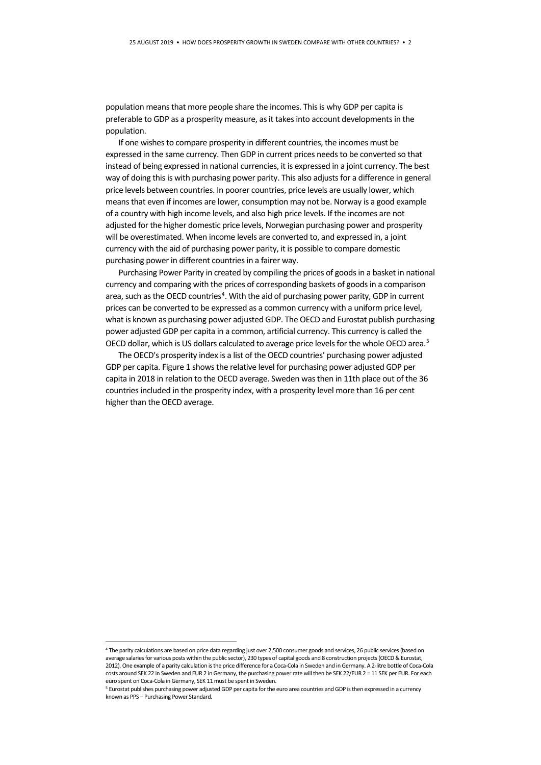population means that more people share the incomes. This is why GDP per capita is preferable to GDP as a prosperity measure, as it takes into account developments in the population.

If one wishes to compare prosperity in different countries, the incomes must be expressed in the same currency. Then GDP in current prices needs to be converted so that instead of being expressed in national currencies, it is expressed in a joint currency. The best way of doing this is with purchasing power parity. This also adjusts for a difference in general price levels between countries. In poorer countries, price levels are usually lower, which means that even if incomes are lower, consumption may not be. Norway is a good example of a country with high income levels, and also high price levels. If the incomes are not adjusted for the higher domestic price levels, Norwegian purchasing power and prosperity will be overestimated. When income levels are converted to, and expressed in, a joint currency with the aid of purchasing power parity, it is possible to compare domestic purchasing power in different countries in a fairer way.

Purchasing Power Parity in created by compiling the prices of goods in a basket in national currency and comparing with the prices of corresponding baskets of goods in a comparison area, such as the OECD countries[4]. With the aid of purchasing power parity, GDP in current prices can be converted to be expressed as a common currency with a uniform price level, what is known as purchasing power adjusted GDP. The OECD and Eurostat publish purchasing power adjusted GDP per capita in a common, artificial currency. This currency is called the OECD dollar, which is US dollars calculated to average price levels for the whole OECD area.[5]

The OECD's prosperity index is a list of the OECD countries' purchasing power adjusted GDP per capita. Figure 1 shows the relative level for purchasing power adjusted GDP per capita in 2018 in relation to the OECD average. Sweden was then in 11th place out of the 36 countries included in the prosperity index, with a prosperity level more than 16 per cent higher than the OECD average.

---

[4] The parity calculations are based on price data regarding just over 2,500 consumer goods and services, 26 public services (based on average salaries for various posts within the public sector), 230 types of capital goods and 8 construction projects (OECD & Eurostat, 2012). One example of a parity calculation is the price difference for a Coca-Cola in Sweden and in Germany. A 2-litre bottle of Coca-Cola costs around SEK 22 in Sweden and EUR 2 in Germany, the purchasing power rate will then be SEK 22/EUR 2 = 11 SEK per EUR. For each euro spent on Coca-Cola in Germany, SEK 11 must be spent in Sweden.

[5] Eurostat publishes purchasing power adjusted GDP per capita for the euro area countries and GDP is then expressed in a currency known as PPS – Purchasing Power Standard.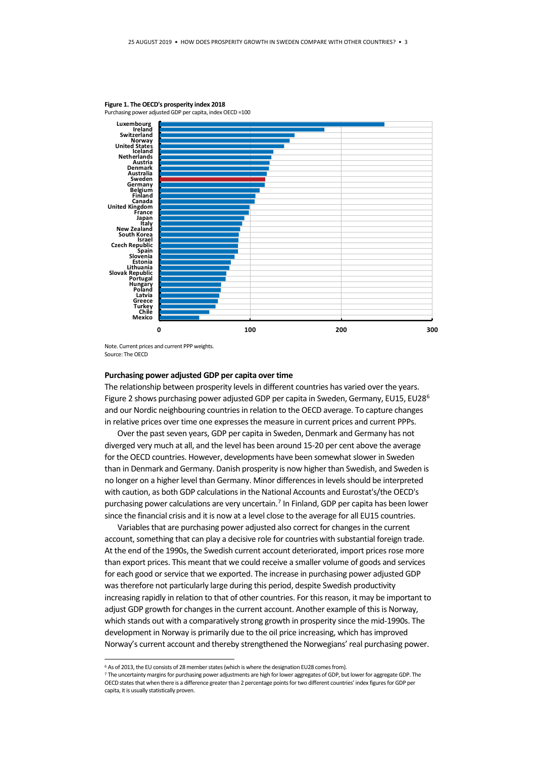**Figure 1. The OECD's prosperity index 2018**
Purchasing power adjusted GDP per capita, index OECD =100

Note. Current prices and current PPP weights.
Source: The OECD

**Purchasing power adjusted GDP per capita over time**

The relationship between prosperity levels in different countries has varied over the years. Figure 2 shows purchasing power adjusted GDP per capita in Sweden, Germany, EU15, EU28[6] and our Nordic neighbouring countries in relation to the OECD average. To capture changes in relative prices over time one expresses the measure in current prices and current PPPs.

Over the past seven years, GDP per capita in Sweden, Denmark and Germany has not diverged very much at all, and the level has been around 15-20 per cent above the average for the OECD countries. However, developments have been somewhat slower in Sweden than in Denmark and Germany. Danish prosperity is now higher than Swedish, and Sweden is no longer on a higher level than Germany. Minor differences in levels should be interpreted with caution, as both GDP calculations in the National Accounts and Eurostat's/the OECD's purchasing power calculations are very uncertain.[7] In Finland, GDP per capita has been lower since the financial crisis and it is now at a level close to the average for all EU15 countries.

Variables that are purchasing power adjusted also correct for changes in the current account, something that can play a decisive role for countries with substantial foreign trade. At the end of the 1990s, the Swedish current account deteriorated, import prices rose more than export prices. This meant that we could receive a smaller volume of goods and services for each good or service that we exported. The increase in purchasing power adjusted GDP was therefore not particularly large during this period, despite Swedish productivity increasing rapidly in relation to that of other countries. For this reason, it may be important to adjust GDP growth for changes in the current account. Another example of this is Norway, which stands out with a comparatively strong growth in prosperity since the mid-1990s. The development in Norway is primarily due to the oil price increasing, which has improved Norway's current account and thereby strengthened the Norwegians' real purchasing power.

---

[6] As of 2013, the EU consists of 28 member states (which is where the designation EU28 comes from).

[7] The uncertainty margins for purchasing power adjustments are high for lower aggregates of GDP, but lower for aggregate GDP. The OECD states that when there is a difference greater than 2 percentage points for two different countries' index figures for GDP per capita, it is usually statistically proven.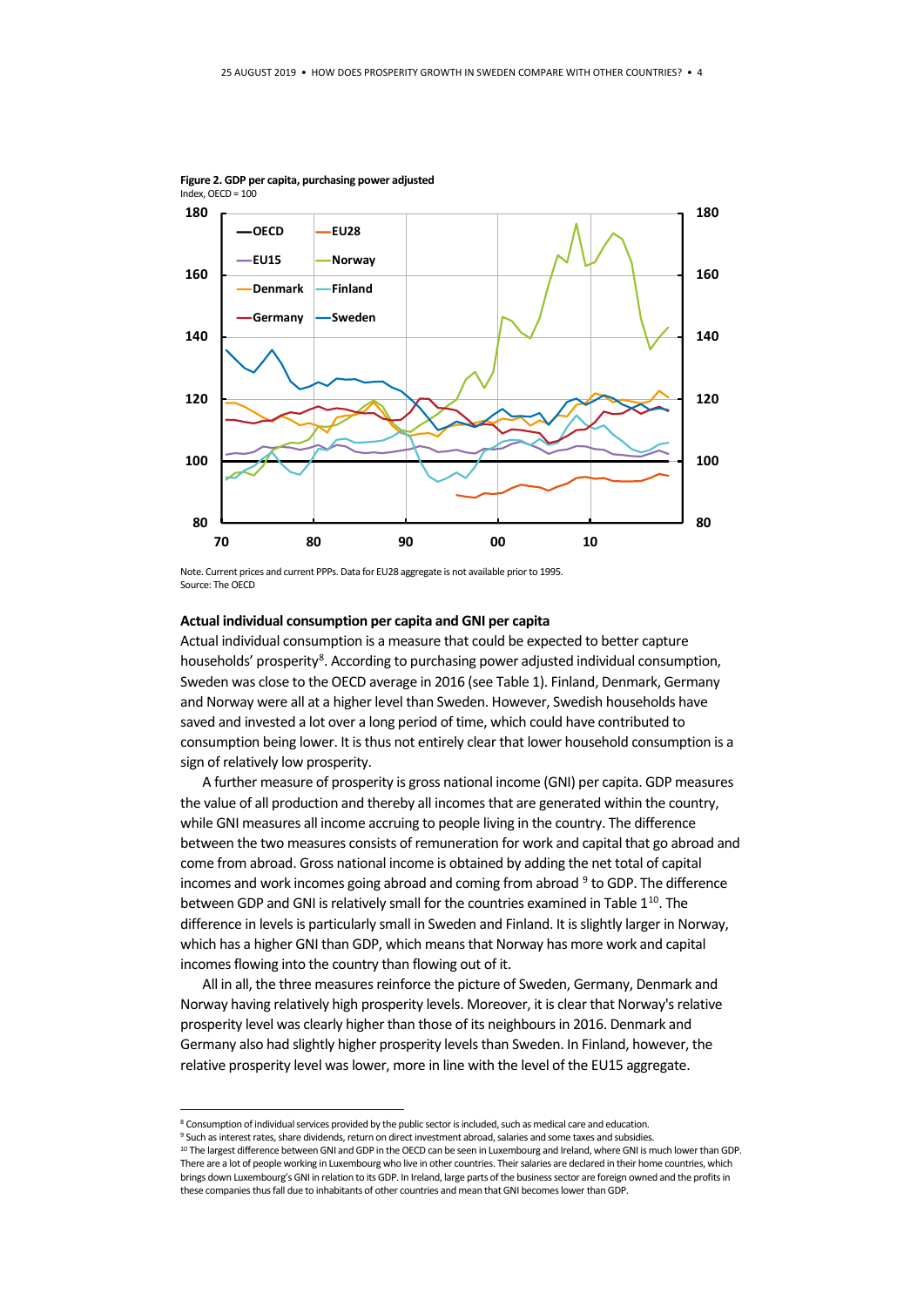**Figure 2. GDP per capita, purchasing power adjusted**
Index, OECD = 100

Note. Current prices and current PPPs. Data for EU28 aggregate is not available prior to 1995.
Source: The OECD

### Actual individual consumption per capita and GNI per capita

Actual individual consumption is a measure that could be expected to better capture households' prosperity[8]. According to purchasing power adjusted individual consumption, Sweden was close to the OECD average in 2016 (see Table 1). Finland, Denmark, Germany and Norway were all at a higher level than Sweden. However, Swedish households have saved and invested a lot over a long period of time, which could have contributed to consumption being lower. It is thus not entirely clear that lower household consumption is a sign of relatively low prosperity.

A further measure of prosperity is gross national income (GNI) per capita. GDP measures the value of all production and thereby all incomes that are generated within the country, while GNI measures all income accruing to people living in the country. The difference between the two measures consists of remuneration for work and capital that go abroad and come from abroad. Gross national income is obtained by adding the net total of capital incomes and work incomes going abroad and coming from abroad [9] to GDP. The difference between GDP and GNI is relatively small for the countries examined in Table 1[10]. The difference in levels is particularly small in Sweden and Finland. It is slightly larger in Norway, which has a higher GNI than GDP, which means that Norway has more work and capital incomes flowing into the country than flowing out of it.

All in all, the three measures reinforce the picture of Sweden, Germany, Denmark and Norway having relatively high prosperity levels. Moreover, it is clear that Norway's relative prosperity level was clearly higher than those of its neighbours in 2016. Denmark and Germany also had slightly higher prosperity levels than Sweden. In Finland, however, the relative prosperity level was lower, more in line with the level of the EU15 aggregate.

---

[8] Consumption of individual services provided by the public sector is included, such as medical care and education.

[9] Such as interest rates, share dividends, return on direct investment abroad, salaries and some taxes and subsidies.

[10] The largest difference between GNI and GDP in the OECD can be seen in Luxembourg and Ireland, where GNI is much lower than GDP. There are a lot of people working in Luxembourg who live in other countries. Their salaries are declared in their home countries, which brings down Luxembourg's GNI in relation to its GDP. In Ireland, large parts of the business sector are foreign owned and the profits in these companies thus fall due to inhabitants of other countries and mean that GNI becomes lower than GDP.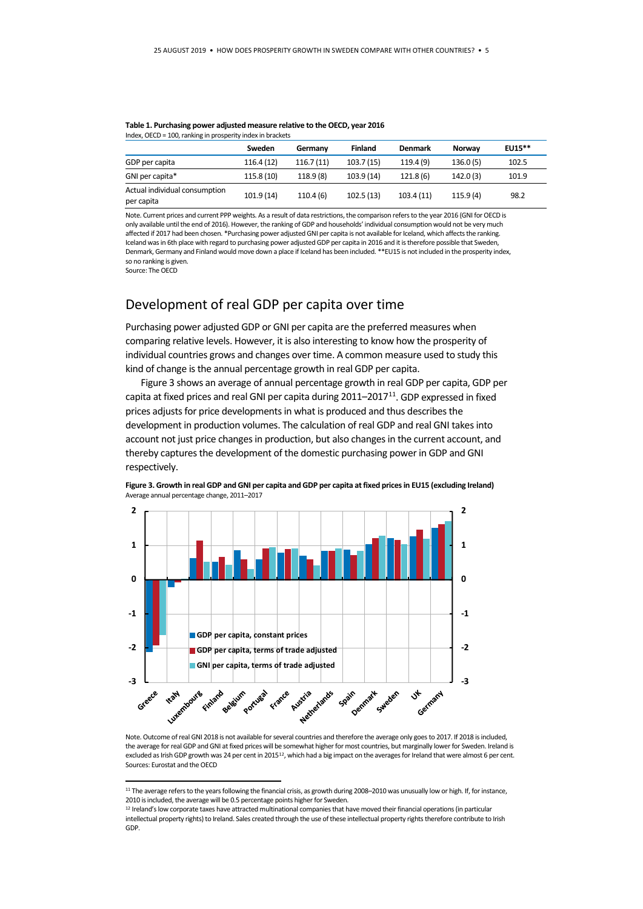**Table 1. Purchasing power adjusted measure relative to the OECD, year 2016**
Index, OECD = 100, ranking in prosperity index in brackets

| | Sweden | Germany | Finland | Denmark | Norway | EU15** |
|---|---|---|---|---|---|---|
| GDP per capita | 116.4 (12) | 116.7 (11) | 103.7 (15) | 119.4 (9) | 136.0 (5) | 102.5 |
| GNI per capita* | 115.8 (10) | 118.9 (8) | 103.9 (14) | 121.8 (6) | 142.0 (3) | 101.9 |
| Actual individual consumption per capita | 101.9 (14) | 110.4 (6) | 102.5 (13) | 103.4 (11) | 115.9 (4) | 98.2 |

Note. Current prices and current PPP weights. As a result of data restrictions, the comparison refers to the year 2016 (GNI for OECD is only available until the end of 2016). However, the ranking of GDP and households' individual consumption would not be very much affected if 2017 had been chosen. *Purchasing power adjusted GNI per capita is not available for Iceland, which affects the ranking. Iceland was in 6th place with regard to purchasing power adjusted GDP per capita in 2016 and it is therefore possible that Sweden, Denmark, Germany and Finland would move down a place if Iceland has been included. **EU15 is not included in the prosperity index, so no ranking is given.
Source: The OECD

## Development of real GDP per capita over time

Purchasing power adjusted GDP or GNI per capita are the preferred measures when comparing relative levels. However, it is also interesting to know how the prosperity of individual countries grows and changes over time. A common measure used to study this kind of change is the annual percentage growth in real GDP per capita.

Figure 3 shows an average of annual percentage growth in real GDP per capita, GDP per capita at fixed prices and real GNI per capita during 2011–2017[11]. GDP expressed in fixed prices adjusts for price developments in what is produced and thus describes the development in production volumes. The calculation of real GDP and real GNI takes into account not just price changes in production, but also changes in the current account, and thereby captures the development of the domestic purchasing power in GDP and GNI respectively.

**Figure 3. Growth in real GDP and GNI per capita and GDP per capita at fixed prices in EU15 (excluding Ireland)**
Average annual percentage change, 2011–2017

Note. Outcome of real GNI 2018 is not available for several countries and therefore the average only goes to 2017. If 2018 is included, the average for real GDP and GNI at fixed prices will be somewhat higher for most countries, but marginally lower for Sweden. Ireland is excluded as Irish GDP growth was 24 per cent in 2015[12], which had a big impact on the averages for Ireland that were almost 6 per cent.
Sources: Eurostat and the OECD

[11] The average refers to the years following the financial crisis, as growth during 2008–2010 was unusually low or high. If, for instance, 2010 is included, the average will be 0.5 percentage points higher for Sweden.

[12] Ireland's low corporate taxes have attracted multinational companies that have moved their financial operations (in particular intellectual property rights) to Ireland. Sales created through the use of these intellectual property rights therefore contribute to Irish GDP.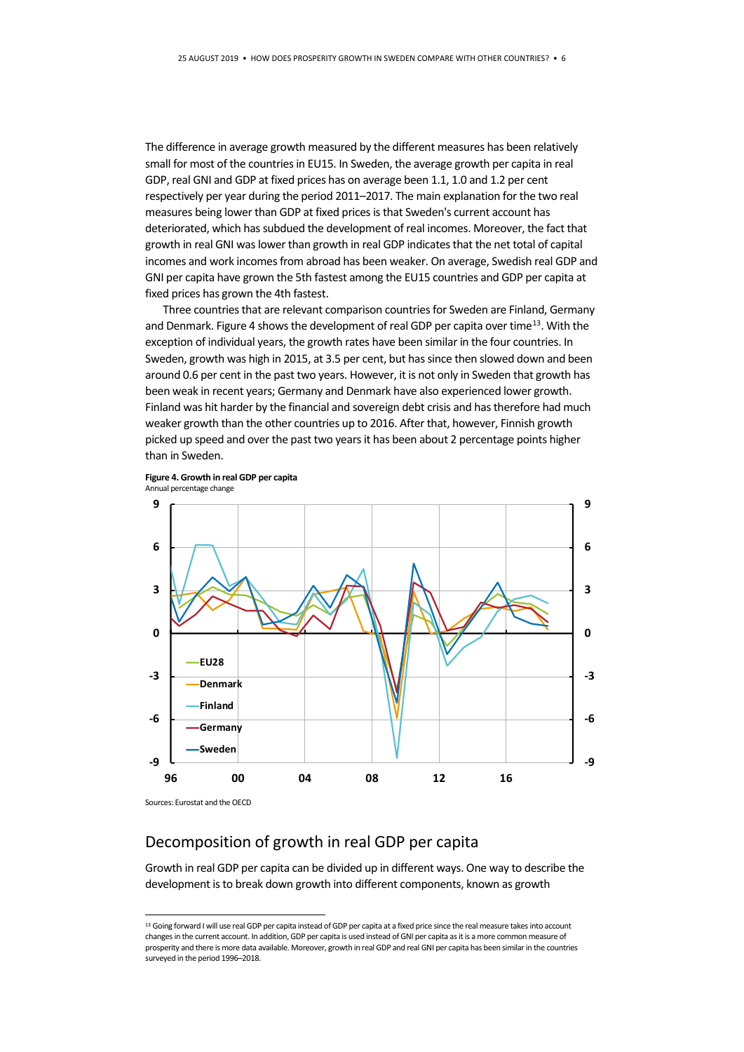The difference in average growth measured by the different measures has been relatively small for most of the countries in EU15. In Sweden, the average growth per capita in real GDP, real GNI and GDP at fixed prices has on average been 1.1, 1.0 and 1.2 per cent respectively per year during the period 2011–2017. The main explanation for the two real measures being lower than GDP at fixed prices is that Sweden's current account has deteriorated, which has subdued the development of real incomes. Moreover, the fact that growth in real GNI was lower than growth in real GDP indicates that the net total of capital incomes and work incomes from abroad has been weaker. On average, Swedish real GDP and GNI per capita have grown the 5th fastest among the EU15 countries and GDP per capita at fixed prices has grown the 4th fastest.

Three countries that are relevant comparison countries for Sweden are Finland, Germany and Denmark. Figure 4 shows the development of real GDP per capita over time[13]. With the exception of individual years, the growth rates have been similar in the four countries. In Sweden, growth was high in 2015, at 3.5 per cent, but has since then slowed down and been around 0.6 per cent in the past two years. However, it is not only in Sweden that growth has been weak in recent years; Germany and Denmark have also experienced lower growth. Finland was hit harder by the financial and sovereign debt crisis and has therefore had much weaker growth than the other countries up to 2016. After that, however, Finnish growth picked up speed and over the past two years it has been about 2 percentage points higher than in Sweden.

**Figure 4. Growth in real GDP per capita**
Annual percentage change

Sources: Eurostat and the OECD

## Decomposition of growth in real GDP per capita

Growth in real GDP per capita can be divided up in different ways. One way to describe the development is to break down growth into different components, known as growth

[13] Going forward I will use real GDP per capita instead of GDP per capita at a fixed price since the real measure takes into account changes in the current account. In addition, GDP per capita is used instead of GNI per capita as it is a more common measure of prosperity and there is more data available. Moreover, growth in real GDP and real GNI per capita has been similar in the countries surveyed in the period 1996–2018.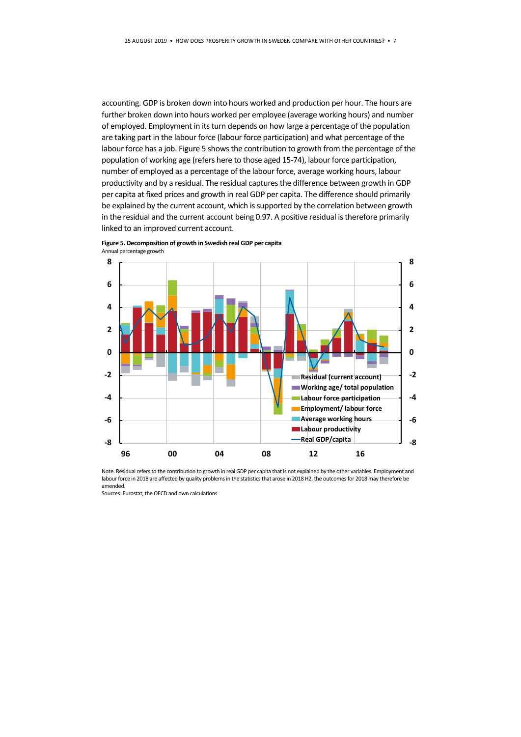accounting. GDP is broken down into hours worked and production per hour. The hours are further broken down into hours worked per employee (average working hours) and number of employed. Employment in its turn depends on how large a percentage of the population are taking part in the labour force (labour force participation) and what percentage of the labour force has a job. Figure 5 shows the contribution to growth from the percentage of the population of working age (refers here to those aged 15-74), labour force participation, number of employed as a percentage of the labour force, average working hours, labour productivity and by a residual. The residual captures the difference between growth in GDP per capita at fixed prices and growth in real GDP per capita. The difference should primarily be explained by the current account, which is supported by the correlation between growth in the residual and the current account being 0.97. A positive residual is therefore primarily linked to an improved current account.

**Figure 5. Decomposition of growth in Swedish real GDP per capita**
Annual percentage growth

Note. Residual refers to the contribution to growth in real GDP per capita that is not explained by the other variables. Employment and labour force in 2018 are affected by quality problems in the statistics that arose in 2018 H2, the outcomes for 2018 may therefore be amended.
Sources: Eurostat, the OECD and own calculations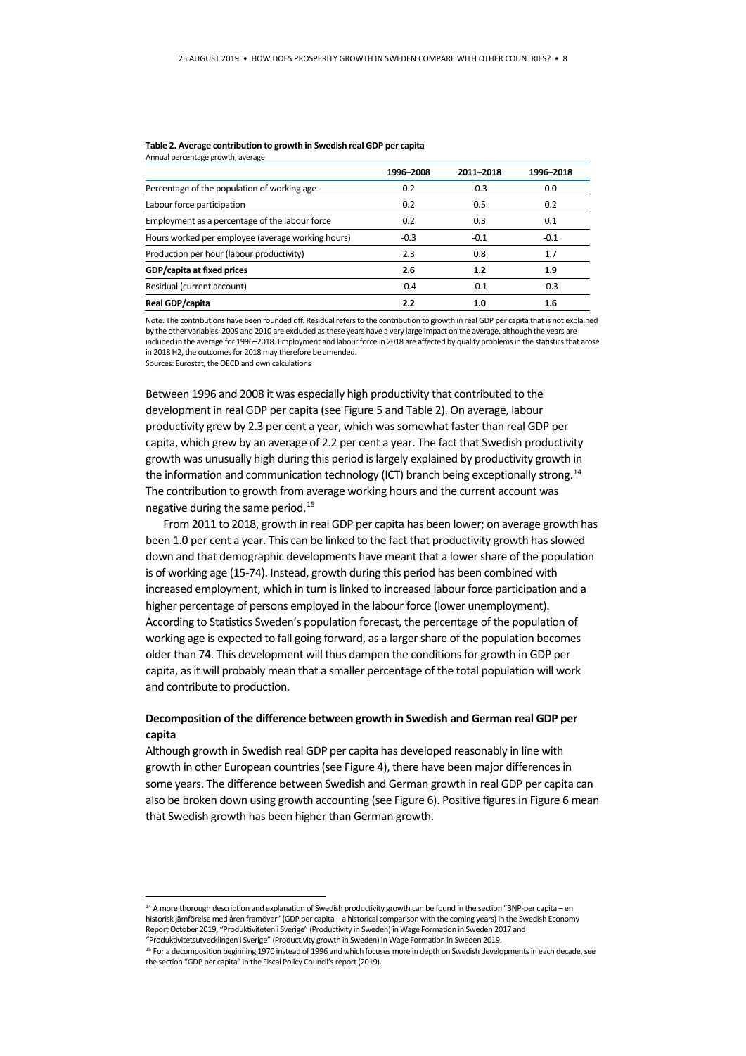**Table 2. Average contribution to growth in Swedish real GDP per capita**
Annual percentage growth, average

| | 1996–2008 | 2011–2018 | 1996–2018 |
|---|---|---|---|
| Percentage of the population of working age | 0.2 | -0.3 | 0.0 |
| Labour force participation | 0.2 | 0.5 | 0.2 |
| Employment as a percentage of the labour force | 0.2 | 0.3 | 0.1 |
| Hours worked per employee (average working hours) | -0.3 | -0.1 | -0.1 |
| Production per hour (labour productivity) | 2.3 | 0.8 | 1.7 |
| **GDP/capita at fixed prices** | **2.6** | **1.2** | **1.9** |
| Residual (current account) | -0.4 | -0.1 | -0.3 |
| **Real GDP/capita** | **2.2** | **1.0** | **1.6** |

Note. The contributions have been rounded off. Residual refers to the contribution to growth in real GDP per capita that is not explained by the other variables. 2009 and 2010 are excluded as these years have a very large impact on the average, although the years are included in the average for 1996–2018. Employment and labour force in 2018 are affected by quality problems in the statistics that arose in 2018 H2, the outcomes for 2018 may therefore be amended.
Sources: Eurostat, the OECD and own calculations

Between 1996 and 2008 it was especially high productivity that contributed to the development in real GDP per capita (see Figure 5 and Table 2). On average, labour productivity grew by 2.3 per cent a year, which was somewhat faster than real GDP per capita, which grew by an average of 2.2 per cent a year. The fact that Swedish productivity growth was unusually high during this period is largely explained by productivity growth in the information and communication technology (ICT) branch being exceptionally strong.[14] The contribution to growth from average working hours and the current account was negative during the same period.[15]

From 2011 to 2018, growth in real GDP per capita has been lower; on average growth has been 1.0 per cent a year. This can be linked to the fact that productivity growth has slowed down and that demographic developments have meant that a lower share of the population is of working age (15-74). Instead, growth during this period has been combined with increased employment, which in turn is linked to increased labour force participation and a higher percentage of persons employed in the labour force (lower unemployment). According to Statistics Sweden's population forecast, the percentage of the population of working age is expected to fall going forward, as a larger share of the population becomes older than 74. This development will thus dampen the conditions for growth in GDP per capita, as it will probably mean that a smaller percentage of the total population will work and contribute to production.

### Decomposition of the difference between growth in Swedish and German real GDP per capita

Although growth in Swedish real GDP per capita has developed reasonably in line with growth in other European countries (see Figure 4), there have been major differences in some years. The difference between Swedish and German growth in real GDP per capita can also be broken down using growth accounting (see Figure 6). Positive figures in Figure 6 mean that Swedish growth has been higher than German growth.

[14] A more thorough description and explanation of Swedish productivity growth can be found in the section "BNP-per capita – en historisk jämförelse med åren framöver" (GDP per capita – a historical comparison with the coming years) in the Swedish Economy Report October 2019, "Produktiviteten i Sverige" (Productivity in Sweden) in Wage Formation in Sweden 2017 and "Produktivitetsutvecklingen i Sverige" (Productivity growth in Sweden) in Wage Formation in Sweden 2019.

[15] For a decomposition beginning 1970 instead of 1996 and which focuses more in depth on Swedish developments in each decade, see the section "GDP per capita" in the Fiscal Policy Council's report (2019).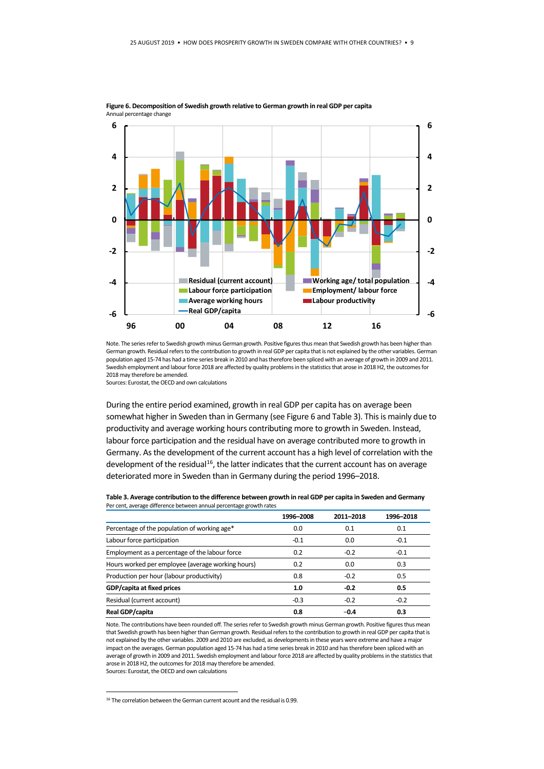**Figure 6. Decomposition of Swedish growth relative to German growth in real GDP per capita**
Annual percentage change

Note. The series refer to Swedish growth minus German growth. Positive figures thus mean that Swedish growth has been higher than German growth. Residual refers to the contribution to growth in real GDP per capita that is not explained by the other variables. German population aged 15-74 has had a time series break in 2010 and has therefore been spliced with an average of growth in 2009 and 2011. Swedish employment and labour force 2018 are affected by quality problems in the statistics that arose in 2018 H2, the outcomes for 2018 may therefore be amended.
Sources: Eurostat, the OECD and own calculations

During the entire period examined, growth in real GDP per capita has on average been somewhat higher in Sweden than in Germany (see Figure 6 and Table 3). This is mainly due to productivity and average working hours contributing more to growth in Sweden. Instead, labour force participation and the residual have on average contributed more to growth in Germany. As the development of the current account has a high level of correlation with the development of the residual[16], the latter indicates that the current account has on average deteriorated more in Sweden than in Germany during the period 1996–2018.

**Table 3. Average contribution to the difference between growth in real GDP per capita in Sweden and Germany**
Per cent, average difference between annual percentage growth rates

| | 1996–2008 | 2011–2018 | 1996–2018 |
|---|---|---|---|
| Percentage of the population of working age* | 0.0 | 0.1 | 0.1 |
| Labour force participation | -0.1 | 0.0 | -0.1 |
| Employment as a percentage of the labour force | 0.2 | -0.2 | -0.1 |
| Hours worked per employee (average working hours) | 0.2 | 0.0 | 0.3 |
| Production per hour (labour productivity) | 0.8 | -0.2 | 0.5 |
| **GDP/capita at fixed prices** | **1.0** | **-0.2** | **0.5** |
| Residual (current account) | -0.3 | -0.2 | -0.2 |
| **Real GDP/capita** | **0.8** | **−0.4** | **0.3** |

Note. The contributions have been rounded off. The series refer to Swedish growth minus German growth. Positive figures thus mean that Swedish growth has been higher than German growth. Residual refers to the contribution to growth in real GDP per capita that is not explained by the other variables. 2009 and 2010 are excluded, as developments in these years were extreme and have a major impact on the averages. German population aged 15-74 has had a time series break in 2010 and has therefore been spliced with an average of growth in 2009 and 2011. Swedish employment and labour force 2018 are affected by quality problems in the statistics that arose in 2018 H2, the outcomes for 2018 may therefore be amended.
Sources: Eurostat, the OECD and own calculations

[16] The correlation between the German current acount and the residual is 0.99.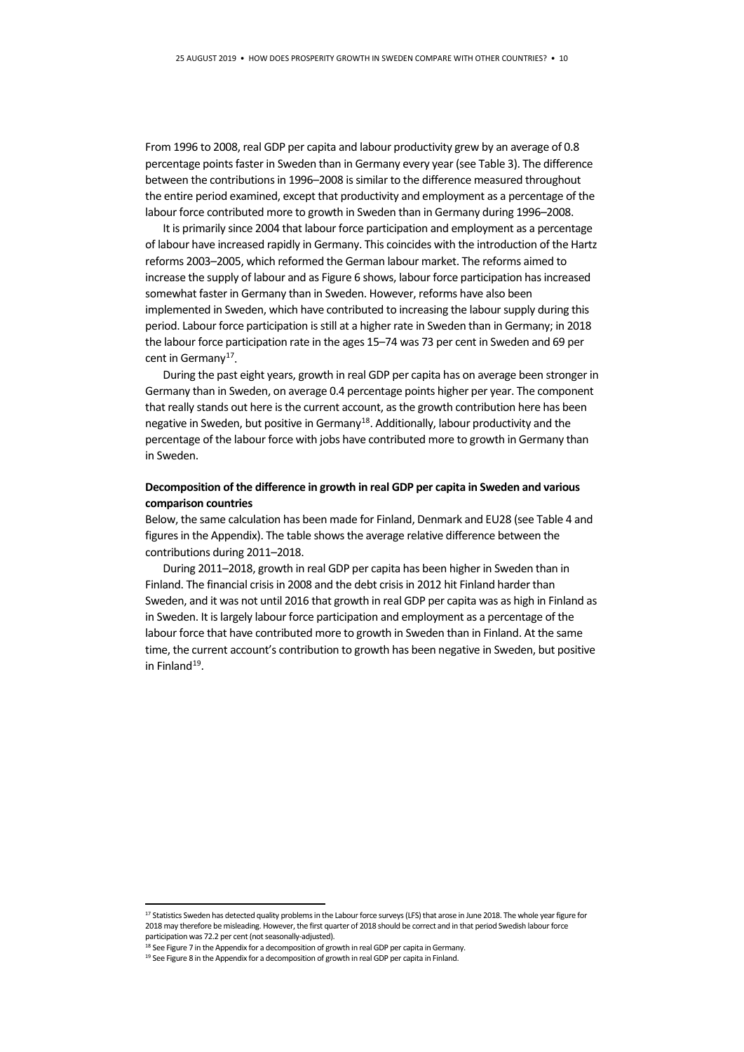From 1996 to 2008, real GDP per capita and labour productivity grew by an average of 0.8 percentage points faster in Sweden than in Germany every year (see Table 3). The difference between the contributions in 1996–2008 is similar to the difference measured throughout the entire period examined, except that productivity and employment as a percentage of the labour force contributed more to growth in Sweden than in Germany during 1996–2008.

It is primarily since 2004 that labour force participation and employment as a percentage of labour have increased rapidly in Germany. This coincides with the introduction of the Hartz reforms 2003–2005, which reformed the German labour market. The reforms aimed to increase the supply of labour and as Figure 6 shows, labour force participation has increased somewhat faster in Germany than in Sweden. However, reforms have also been implemented in Sweden, which have contributed to increasing the labour supply during this period. Labour force participation is still at a higher rate in Sweden than in Germany; in 2018 the labour force participation rate in the ages 15–74 was 73 per cent in Sweden and 69 per cent in Germany[17].

During the past eight years, growth in real GDP per capita has on average been stronger in Germany than in Sweden, on average 0.4 percentage points higher per year. The component that really stands out here is the current account, as the growth contribution here has been negative in Sweden, but positive in Germany[18]. Additionally, labour productivity and the percentage of the labour force with jobs have contributed more to growth in Germany than in Sweden.

**Decomposition of the difference in growth in real GDP per capita in Sweden and various comparison countries**

Below, the same calculation has been made for Finland, Denmark and EU28 (see Table 4 and figures in the Appendix). The table shows the average relative difference between the contributions during 2011–2018.

During 2011–2018, growth in real GDP per capita has been higher in Sweden than in Finland. The financial crisis in 2008 and the debt crisis in 2012 hit Finland harder than Sweden, and it was not until 2016 that growth in real GDP per capita was as high in Finland as in Sweden. It is largely labour force participation and employment as a percentage of the labour force that have contributed more to growth in Sweden than in Finland. At the same time, the current account's contribution to growth has been negative in Sweden, but positive in Finland[19].

---

[17] Statistics Sweden has detected quality problems in the Labour force surveys (LFS) that arose in June 2018. The whole year figure for 2018 may therefore be misleading. However, the first quarter of 2018 should be correct and in that period Swedish labour force participation was 72.2 per cent (not seasonally-adjusted).

[18] See Figure 7 in the Appendix for a decomposition of growth in real GDP per capita in Germany.

[19] See Figure 8 in the Appendix for a decomposition of growth in real GDP per capita in Finland.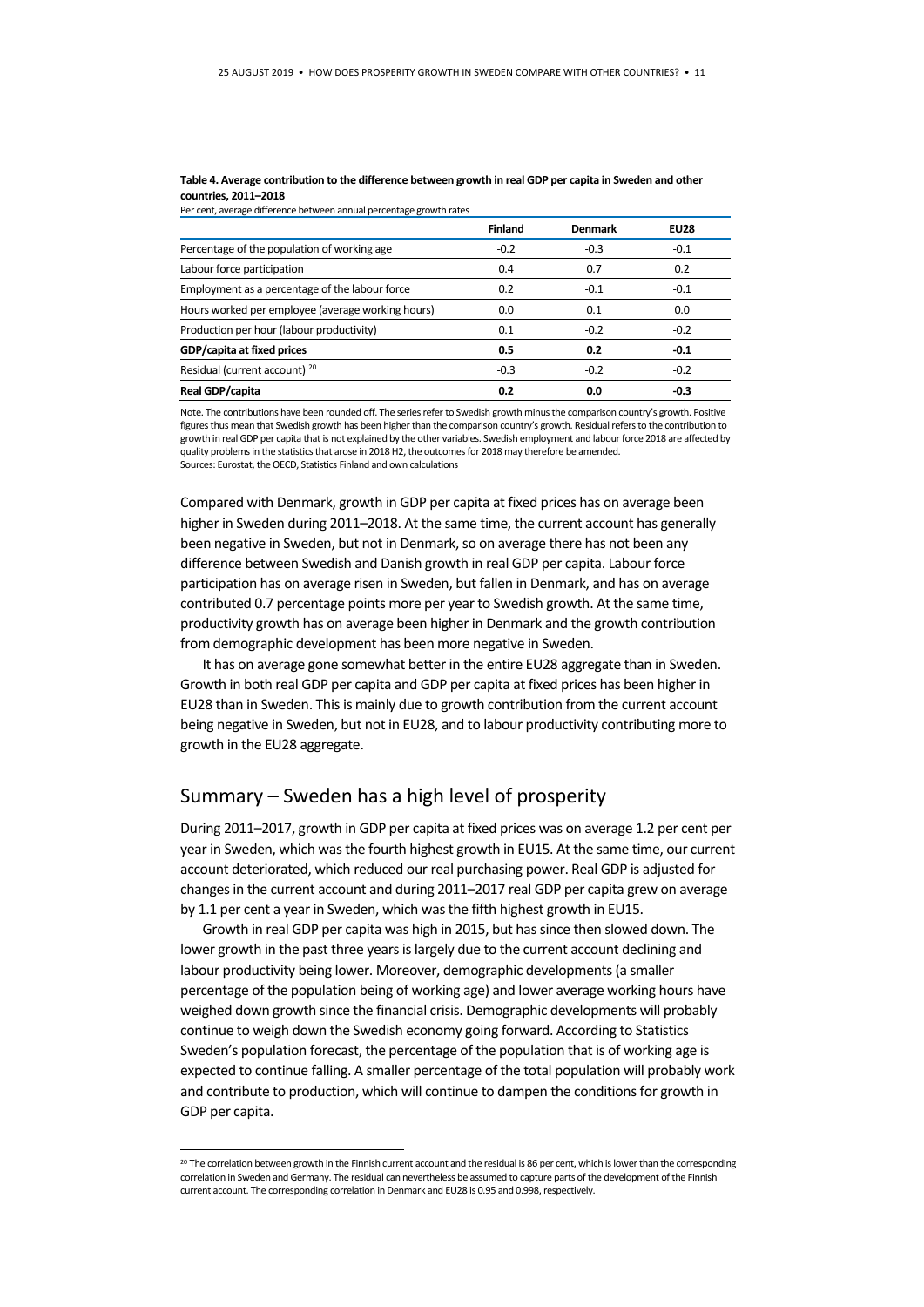**Table 4. Average contribution to the difference between growth in real GDP per capita in Sweden and other countries, 2011–2018**

Per cent, average difference between annual percentage growth rates

| | Finland | Denmark | EU28 |
|---|---|---|---|
| Percentage of the population of working age | -0.2 | -0.3 | -0.1 |
| Labour force participation | 0.4 | 0.7 | 0.2 |
| Employment as a percentage of the labour force | 0.2 | -0.1 | -0.1 |
| Hours worked per employee (average working hours) | 0.0 | 0.1 | 0.0 |
| Production per hour (labour productivity) | 0.1 | -0.2 | -0.2 |
| **GDP/capita at fixed prices** | **0.5** | **0.2** | **-0.1** |
| Residual (current account) [20] | -0.3 | -0.2 | -0.2 |
| **Real GDP/capita** | **0.2** | **0.0** | **-0.3** |

Note. The contributions have been rounded off. The series refer to Swedish growth minus the comparison country's growth. Positive figures thus mean that Swedish growth has been higher than the comparison country's growth. Residual refers to the contribution to growth in real GDP per capita that is not explained by the other variables. Swedish employment and labour force 2018 are affected by quality problems in the statistics that arose in 2018 H2, the outcomes for 2018 may therefore be amended.
Sources: Eurostat, the OECD, Statistics Finland and own calculations

Compared with Denmark, growth in GDP per capita at fixed prices has on average been higher in Sweden during 2011–2018. At the same time, the current account has generally been negative in Sweden, but not in Denmark, so on average there has not been any difference between Swedish and Danish growth in real GDP per capita. Labour force participation has on average risen in Sweden, but fallen in Denmark, and has on average contributed 0.7 percentage points more per year to Swedish growth. At the same time, productivity growth has on average been higher in Denmark and the growth contribution from demographic development has been more negative in Sweden.

It has on average gone somewhat better in the entire EU28 aggregate than in Sweden. Growth in both real GDP per capita and GDP per capita at fixed prices has been higher in EU28 than in Sweden. This is mainly due to growth contribution from the current account being negative in Sweden, but not in EU28, and to labour productivity contributing more to growth in the EU28 aggregate.

## Summary – Sweden has a high level of prosperity

During 2011–2017, growth in GDP per capita at fixed prices was on average 1.2 per cent per year in Sweden, which was the fourth highest growth in EU15. At the same time, our current account deteriorated, which reduced our real purchasing power. Real GDP is adjusted for changes in the current account and during 2011–2017 real GDP per capita grew on average by 1.1 per cent a year in Sweden, which was the fifth highest growth in EU15.

Growth in real GDP per capita was high in 2015, but has since then slowed down. The lower growth in the past three years is largely due to the current account declining and labour productivity being lower. Moreover, demographic developments (a smaller percentage of the population being of working age) and lower average working hours have weighed down growth since the financial crisis. Demographic developments will probably continue to weigh down the Swedish economy going forward. According to Statistics Sweden's population forecast, the percentage of the population that is of working age is expected to continue falling. A smaller percentage of the total population will probably work and contribute to production, which will continue to dampen the conditions for growth in GDP per capita.

[20] The correlation between growth in the Finnish current account and the residual is 86 per cent, which is lower than the corresponding correlation in Sweden and Germany. The residual can nevertheless be assumed to capture parts of the development of the Finnish current account. The corresponding correlation in Denmark and EU28 is 0.95 and 0.998, respectively.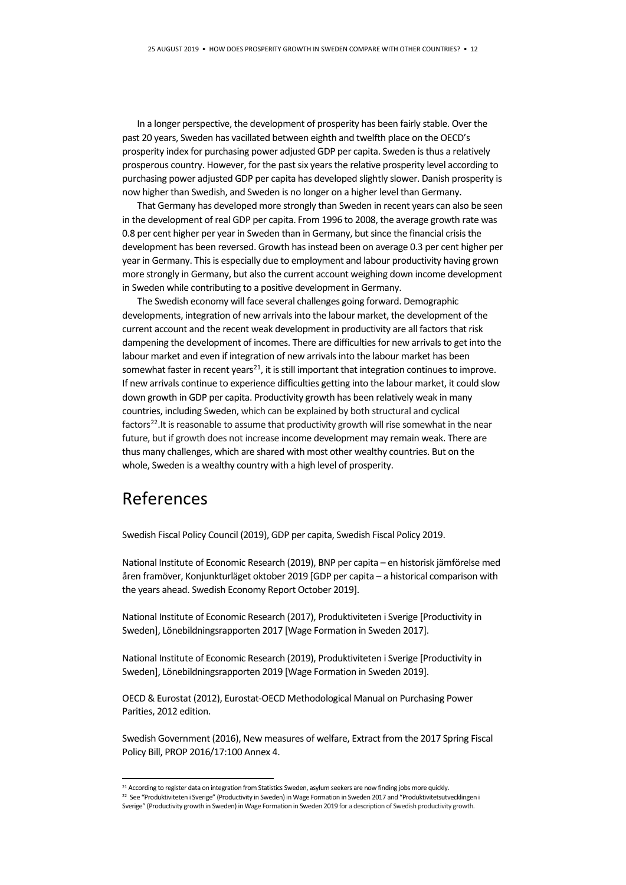In a longer perspective, the development of prosperity has been fairly stable. Over the past 20 years, Sweden has vacillated between eighth and twelfth place on the OECD's prosperity index for purchasing power adjusted GDP per capita. Sweden is thus a relatively prosperous country. However, for the past six years the relative prosperity level according to purchasing power adjusted GDP per capita has developed slightly slower. Danish prosperity is now higher than Swedish, and Sweden is no longer on a higher level than Germany.

That Germany has developed more strongly than Sweden in recent years can also be seen in the development of real GDP per capita. From 1996 to 2008, the average growth rate was 0.8 per cent higher per year in Sweden than in Germany, but since the financial crisis the development has been reversed. Growth has instead been on average 0.3 per cent higher per year in Germany. This is especially due to employment and labour productivity having grown more strongly in Germany, but also the current account weighing down income development in Sweden while contributing to a positive development in Germany.

The Swedish economy will face several challenges going forward. Demographic developments, integration of new arrivals into the labour market, the development of the current account and the recent weak development in productivity are all factors that risk dampening the development of incomes. There are difficulties for new arrivals to get into the labour market and even if integration of new arrivals into the labour market has been somewhat faster in recent years[21], it is still important that integration continues to improve. If new arrivals continue to experience difficulties getting into the labour market, it could slow down growth in GDP per capita. Productivity growth has been relatively weak in many countries, including Sweden, which can be explained by both structural and cyclical factors[22].It is reasonable to assume that productivity growth will rise somewhat in the near future, but if growth does not increase income development may remain weak. There are thus many challenges, which are shared with most other wealthy countries. But on the whole, Sweden is a wealthy country with a high level of prosperity.

# References

Swedish Fiscal Policy Council (2019), GDP per capita, Swedish Fiscal Policy 2019.

National Institute of Economic Research (2019), BNP per capita – en historisk jämförelse med åren framöver, Konjunkturläget oktober 2019 [GDP per capita – a historical comparison with the years ahead. Swedish Economy Report October 2019].

National Institute of Economic Research (2017), Produktiviteten i Sverige [Productivity in Sweden], Lönebildningsrapporten 2017 [Wage Formation in Sweden 2017].

National Institute of Economic Research (2019), Produktiviteten i Sverige [Productivity in Sweden], Lönebildningsrapporten 2019 [Wage Formation in Sweden 2019].

OECD & Eurostat (2012), Eurostat-OECD Methodological Manual on Purchasing Power Parities, 2012 edition.

Swedish Government (2016), New measures of welfare, Extract from the 2017 Spring Fiscal Policy Bill, PROP 2016/17:100 Annex 4.

[21] According to register data on integration from Statistics Sweden, asylum seekers are now finding jobs more quickly.

[22] See "Produktiviteten i Sverige" (Productivity in Sweden) in Wage Formation in Sweden 2017 and "Produktivitetsutvecklingen i Sverige" (Productivity growth in Sweden) in Wage Formation in Sweden 2019 for a description of Swedish productivity growth.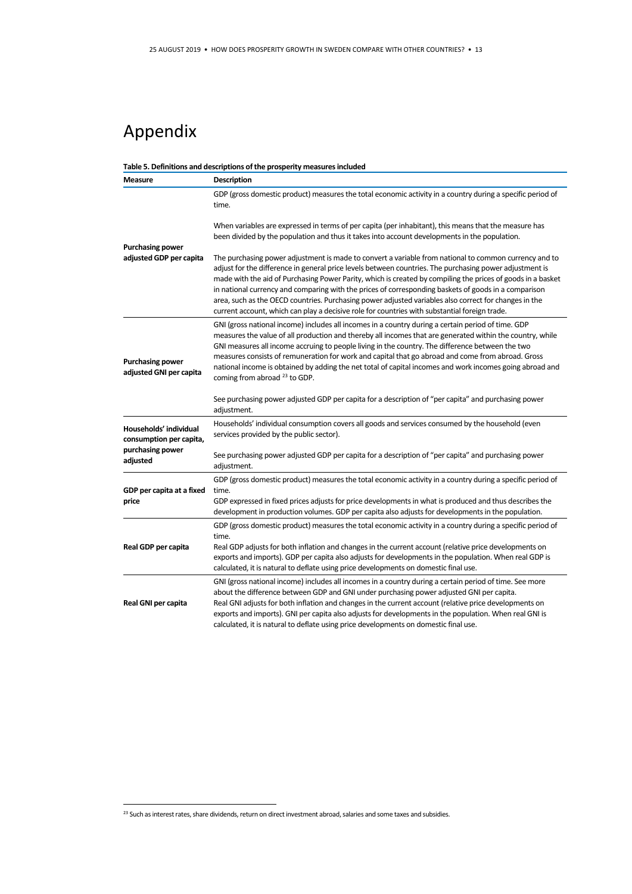# Appendix

**Table 5. Definitions and descriptions of the prosperity measures included**

| Measure | Description |
|---|---|
| **Purchasing power adjusted GDP per capita** | GDP (gross domestic product) measures the total economic activity in a country during a specific period of time.<br><br>When variables are expressed in terms of per capita (per inhabitant), this means that the measure has been divided by the population and thus it takes into account developments in the population.<br><br>The purchasing power adjustment is made to convert a variable from national to common currency and to adjust for the difference in general price levels between countries. The purchasing power adjustment is made with the aid of Purchasing Power Parity, which is created by compiling the prices of goods in a basket in national currency and comparing with the prices of corresponding baskets of goods in a comparison area, such as the OECD countries. Purchasing power adjusted variables also correct for changes in the current account, which can play a decisive role for countries with substantial foreign trade. |
| **Purchasing power adjusted GNI per capita** | GNI (gross national income) includes all incomes in a country during a certain period of time. GDP measures the value of all production and thereby all incomes that are generated within the country, while GNI measures all income accruing to people living in the country. The difference between the two measures consists of remuneration for work and capital that go abroad and come from abroad. Gross national income is obtained by adding the net total of capital incomes and work incomes going abroad and coming from abroad [23] to GDP.<br><br>See purchasing power adjusted GDP per capita for a description of "per capita" and purchasing power adjustment. |
| **Households' individual consumption per capita, purchasing power adjusted** | Households' individual consumption covers all goods and services consumed by the household (even services provided by the public sector).<br><br>See purchasing power adjusted GDP per capita for a description of "per capita" and purchasing power adjustment. |
| **GDP per capita at a fixed price** | GDP (gross domestic product) measures the total economic activity in a country during a specific period of time.<br>GDP expressed in fixed prices adjusts for price developments in what is produced and thus describes the development in production volumes. GDP per capita also adjusts for developments in the population. |
| **Real GDP per capita** | GDP (gross domestic product) measures the total economic activity in a country during a specific period of time.<br>Real GDP adjusts for both inflation and changes in the current account (relative price developments on exports and imports). GDP per capita also adjusts for developments in the population. When real GDP is calculated, it is natural to deflate using price developments on domestic final use. |
| **Real GNI per capita** | GNI (gross national income) includes all incomes in a country during a certain period of time. See more about the difference between GDP and GNI under purchasing power adjusted GNI per capita.<br>Real GNI adjusts for both inflation and changes in the current account (relative price developments on exports and imports). GNI per capita also adjusts for developments in the population. When real GNI is calculated, it is natural to deflate using price developments on domestic final use. |

[23] Such as interest rates, share dividends, return on direct investment abroad, salaries and some taxes and subsidies.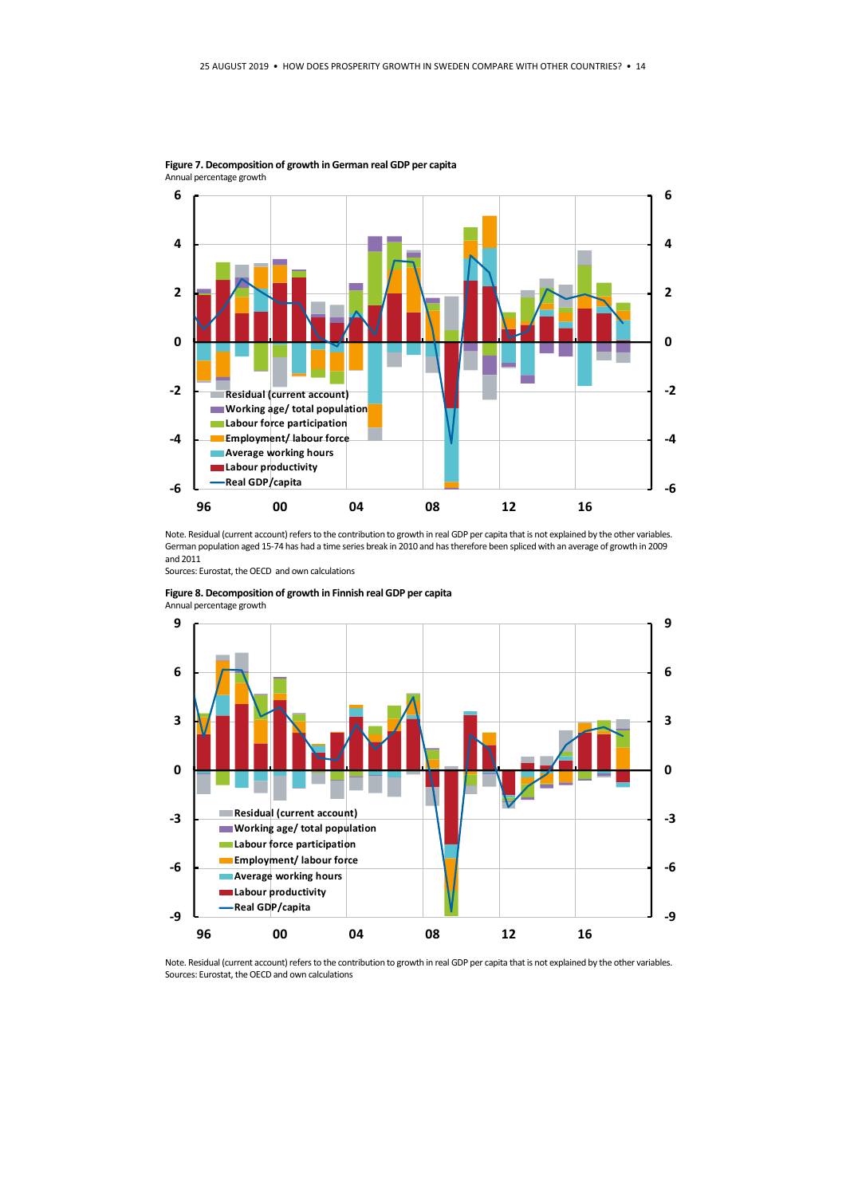**Figure 7. Decomposition of growth in German real GDP per capita**
Annual percentage growth

Note. Residual (current account) refers to the contribution to growth in real GDP per capita that is not explained by the other variables. German population aged 15-74 has had a time series break in 2010 and has therefore been spliced with an average of growth in 2009 and 2011
Sources: Eurostat, the OECD and own calculations

**Figure 8. Decomposition of growth in Finnish real GDP per capita**
Annual percentage growth

Note. Residual (current account) refers to the contribution to growth in real GDP per capita that is not explained by the other variables.
Sources: Eurostat, the OECD and own calculations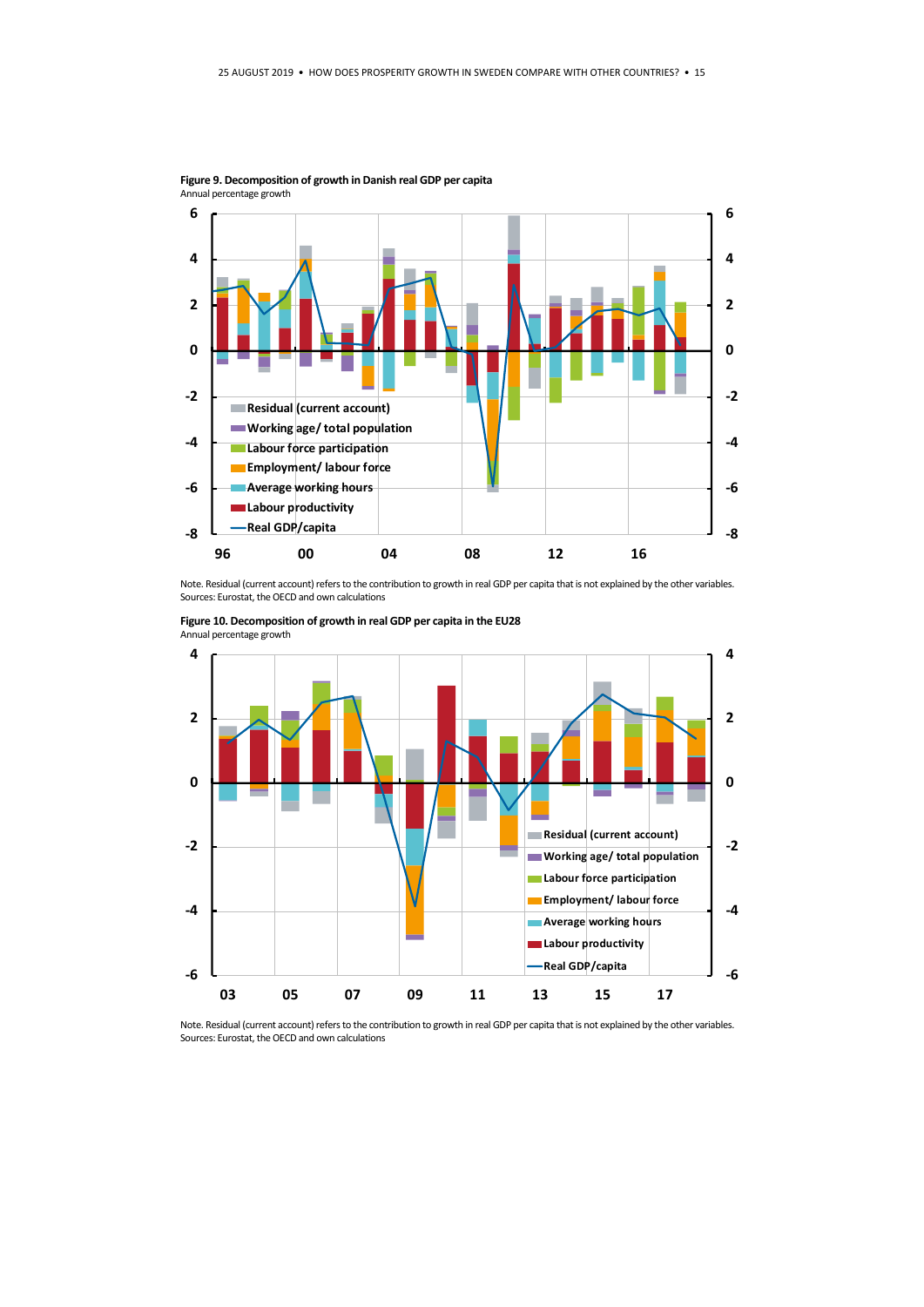**Figure 9. Decomposition of growth in Danish real GDP per capita**
Annual percentage growth

Note. Residual (current account) refers to the contribution to growth in real GDP per capita that is not explained by the other variables.
Sources: Eurostat, the OECD and own calculations

**Figure 10. Decomposition of growth in real GDP per capita in the EU28**
Annual percentage growth

Note. Residual (current account) refers to the contribution to growth in real GDP per capita that is not explained by the other variables.
Sources: Eurostat, the OECD and own calculations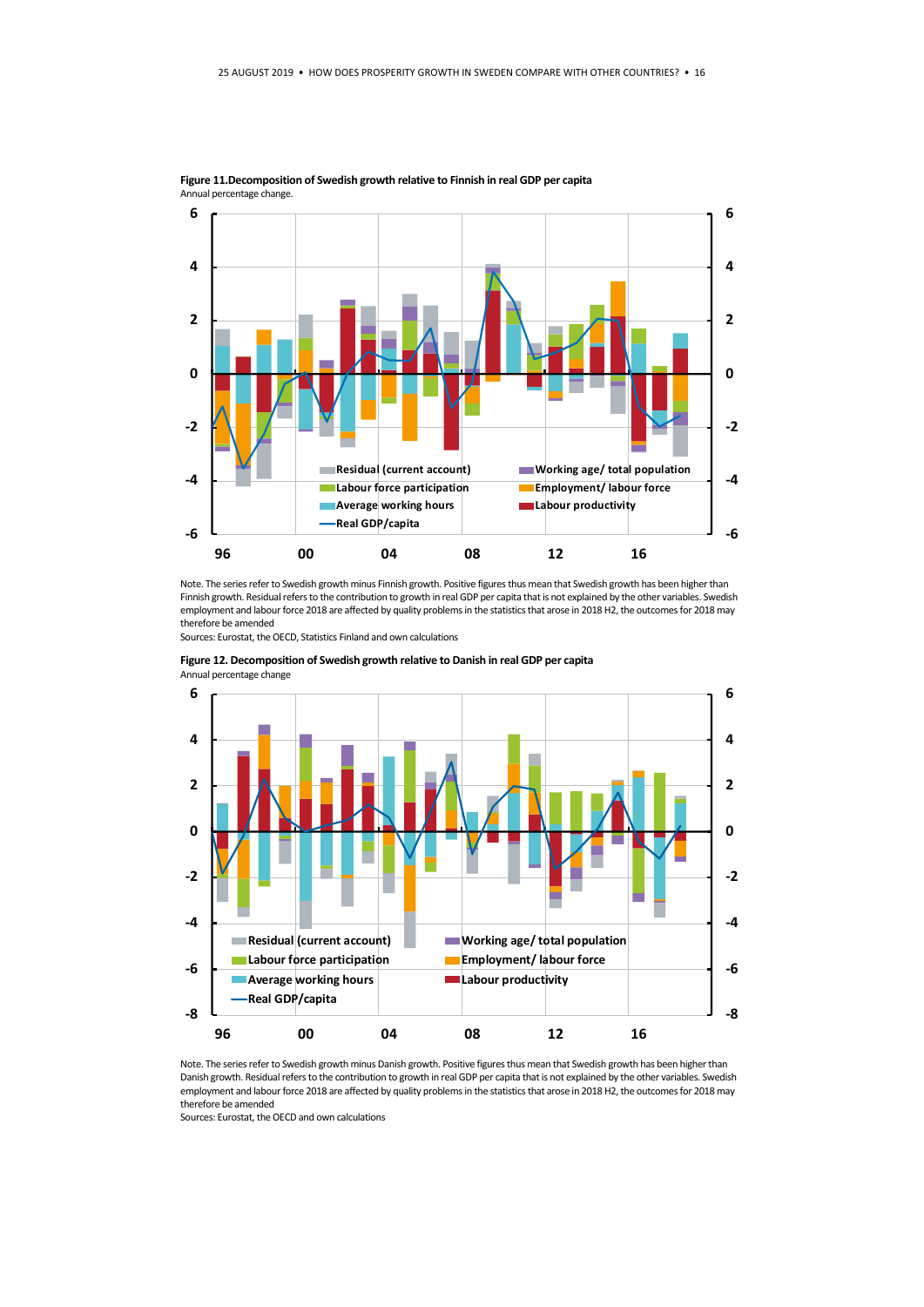**Figure 11. Decomposition of Swedish growth relative to Finnish in real GDP per capita**
Annual percentage change.

Note. The series refer to Swedish growth minus Finnish growth. Positive figures thus mean that Swedish growth has been higher than Finnish growth. Residual refers to the contribution to growth in real GDP per capita that is not explained by the other variables. Swedish employment and labour force 2018 are affected by quality problems in the statistics that arose in 2018 H2, the outcomes for 2018 may therefore be amended

Sources: Eurostat, the OECD, Statistics Finland and own calculations

**Figure 12. Decomposition of Swedish growth relative to Danish in real GDP per capita**
Annual percentage change

Note. The series refer to Swedish growth minus Danish growth. Positive figures thus mean that Swedish growth has been higher than Danish growth. Residual refers to the contribution to growth in real GDP per capita that is not explained by the other variables. Swedish employment and labour force 2018 are affected by quality problems in the statistics that arose in 2018 H2, the outcomes for 2018 may therefore be amended

Sources: Eurostat, the OECD and own calculations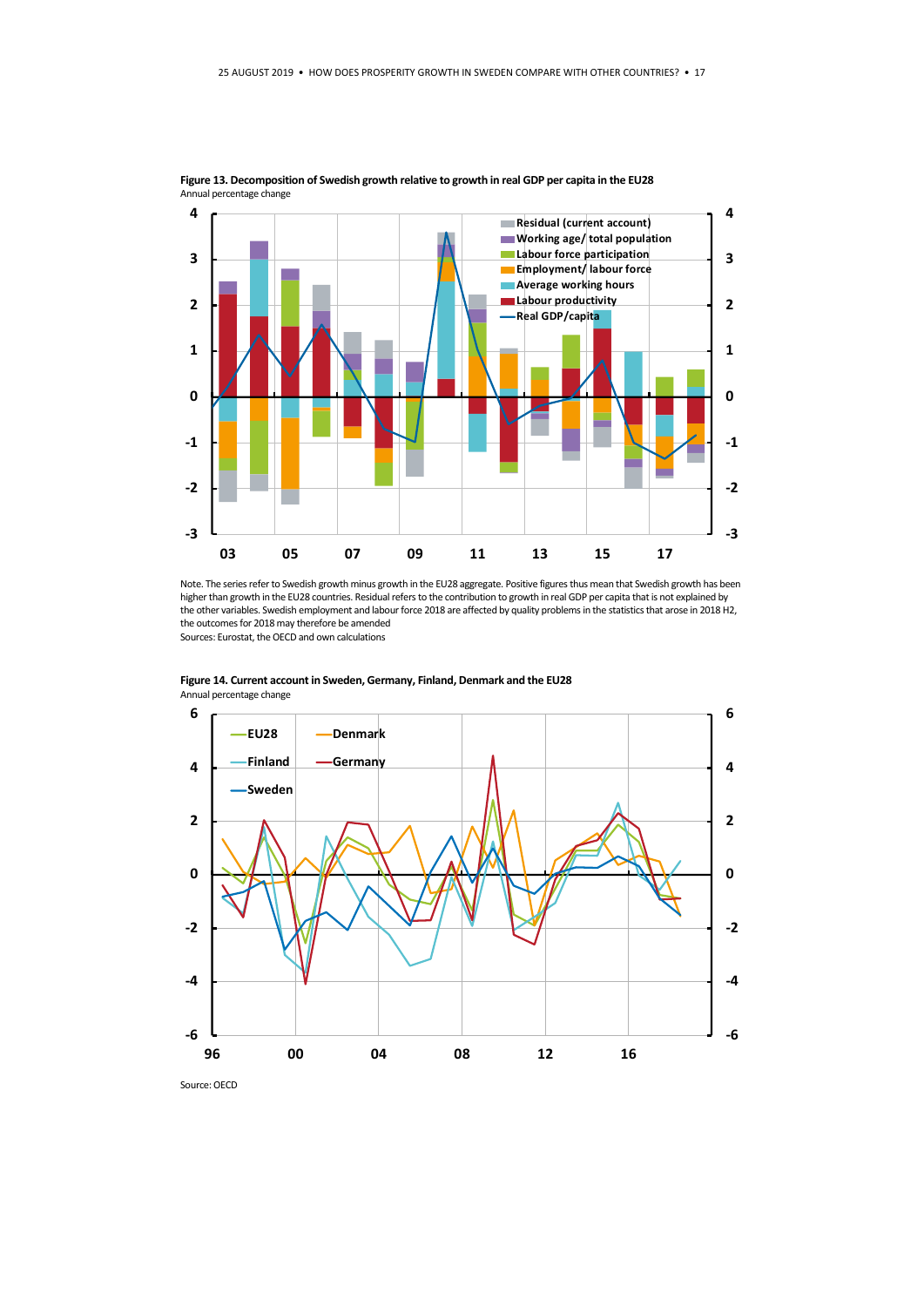**Figure 13. Decomposition of Swedish growth relative to growth in real GDP per capita in the EU28**
Annual percentage change

4
3
2
1
0
-1
-2
-3

Residual (current account)
Working age/ total population
Labour force participation
Employment/ labour force
Average working hours
Labour productivity
Real GDP/capita

03
05
07
09
11
13
15
17

Note. The series refer to Swedish growth minus growth in the EU28 aggregate. Positive figures thus mean that Swedish growth has been higher than growth in the EU28 countries. Residual refers to the contribution to growth in real GDP per capita that is not explained by the other variables. Swedish employment and labour force 2018 are affected by quality problems in the statistics that arose in 2018 H2, the outcomes for 2018 may therefore be amended
Sources: Eurostat, the OECD and own calculations

**Figure 14. Current account in Sweden, Germany, Finland, Denmark and the EU28**
Annual percentage change

6
4
2
0
-2
-4
-6

EU28
Denmark
Finland
Germany
Sweden

96
00
04
08
12
16

Source: OECD